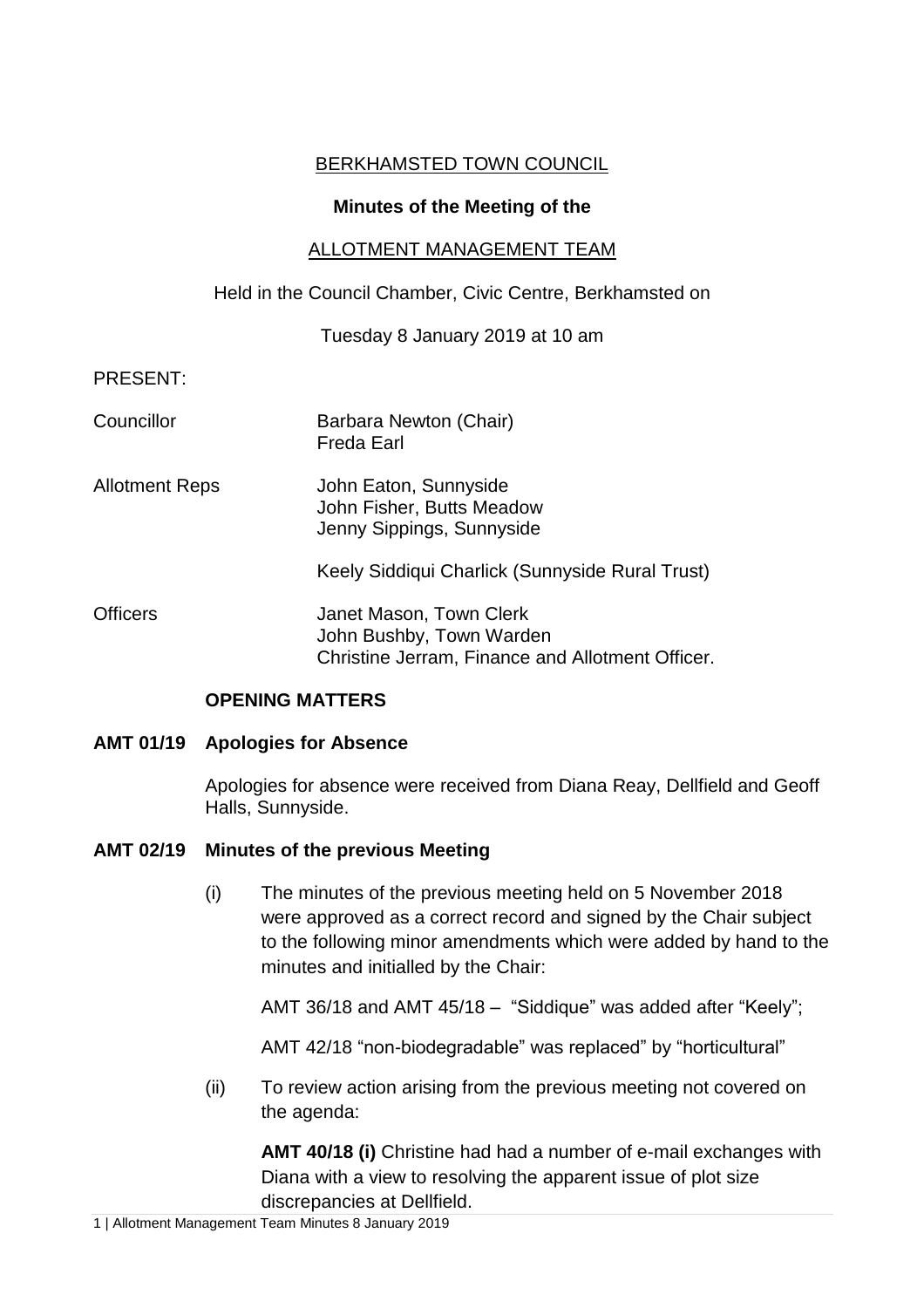BERKHAMSTED TOWN COUNCIL

**Minutes of the Meeting of the**

ALLOTMENT MANAGEMENT TEAM

Held in the Council Chamber, Civic Centre, Berkhamsted on

Tuesday 8 January 2019 at 10 am

PRESENT:

| | |
|---|---|
| Councillor | Barbara Newton (Chair)<br>Freda Earl |
| Allotment Reps | John Eaton, Sunnyside<br>John Fisher, Butts Meadow<br>Jenny Sippings, Sunnyside<br><br>Keely Siddiqui Charlick (Sunnyside Rural Trust) |
| Officers | Janet Mason, Town Clerk<br>John Bushby, Town Warden<br>Christine Jerram, Finance and Allotment Officer. |

**OPENING MATTERS**

**AMT 01/19 Apologies for Absence**

Apologies for absence were received from Diana Reay, Dellfield and Geoff Halls, Sunnyside.

**AMT 02/19 Minutes of the previous Meeting**

(i) The minutes of the previous meeting held on 5 November 2018 were approved as a correct record and signed by the Chair subject to the following minor amendments which were added by hand to the minutes and initialled by the Chair:

AMT 36/18 and AMT 45/18 – "Siddique" was added after "Keely";

AMT 42/18 "non-biodegradable" was replaced" by "horticultural"

(ii) To review action arising from the previous meeting not covered on the agenda:

**AMT 40/18 (i)** Christine had had a number of e-mail exchanges with Diana with a view to resolving the apparent issue of plot size discrepancies at Dellfield.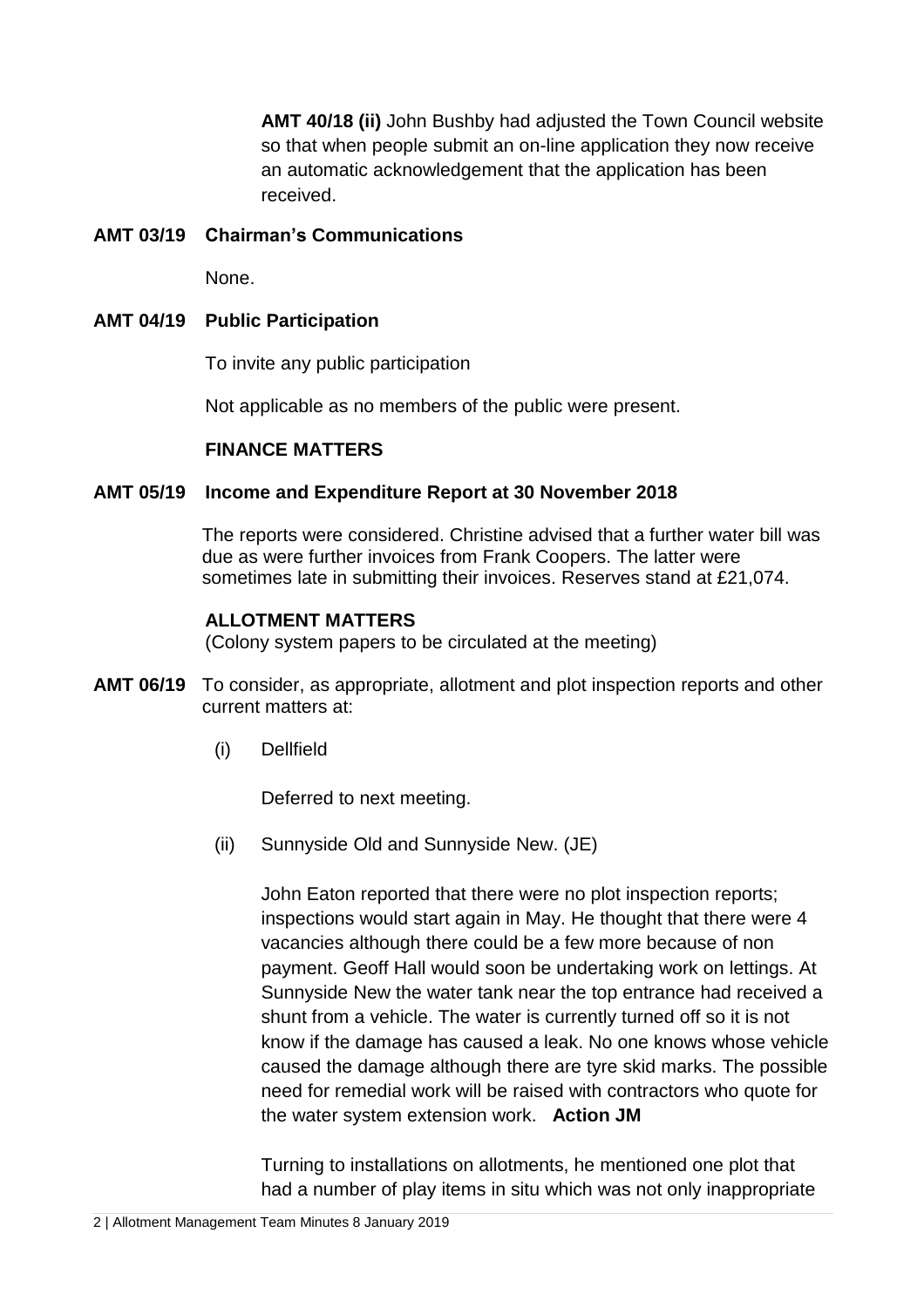**AMT 40/18 (ii)** John Bushby had adjusted the Town Council website so that when people submit an on-line application they now receive an automatic acknowledgement that the application has been received.

**AMT 03/19 Chairman's Communications**

None.

**AMT 04/19 Public Participation**

To invite any public participation

Not applicable as no members of the public were present.

**FINANCE MATTERS**

**AMT 05/19 Income and Expenditure Report at 30 November 2018**

The reports were considered. Christine advised that a further water bill was due as were further invoices from Frank Coopers. The latter were sometimes late in submitting their invoices. Reserves stand at £21,074.

**ALLOTMENT MATTERS**
(Colony system papers to be circulated at the meeting)

**AMT 06/19** To consider, as appropriate, allotment and plot inspection reports and other current matters at:

(i) Dellfield

Deferred to next meeting.

(ii) Sunnyside Old and Sunnyside New. (JE)

John Eaton reported that there were no plot inspection reports; inspections would start again in May. He thought that there were 4 vacancies although there could be a few more because of non payment. Geoff Hall would soon be undertaking work on lettings. At Sunnyside New the water tank near the top entrance had received a shunt from a vehicle. The water is currently turned off so it is not know if the damage has caused a leak. No one knows whose vehicle caused the damage although there are tyre skid marks. The possible need for remedial work will be raised with contractors who quote for the water system extension work. **Action JM**

Turning to installations on allotments, he mentioned one plot that had a number of play items in situ which was not only inappropriate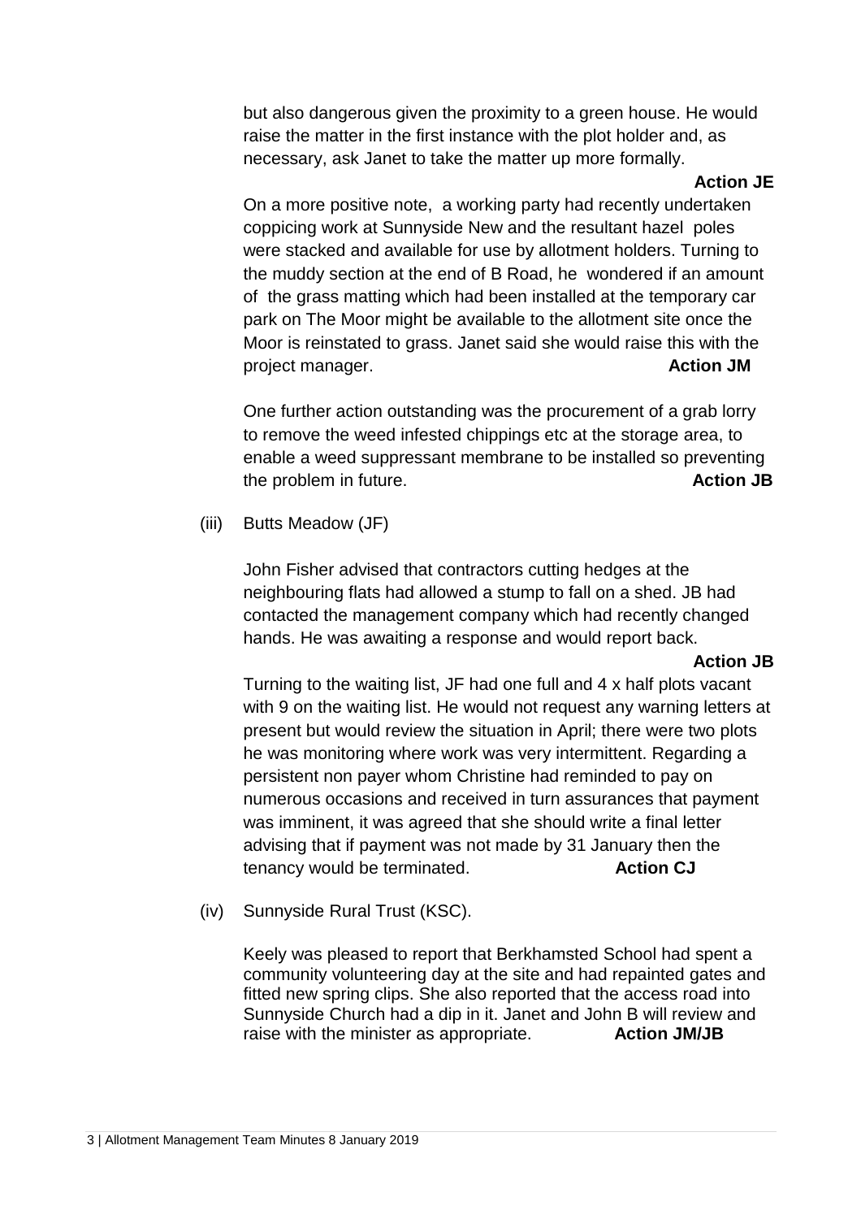but also dangerous given the proximity to a green house. He would raise the matter in the first instance with the plot holder and, as necessary, ask Janet to take the matter up more formally.

**Action JE**

On a more positive note, a working party had recently undertaken coppicing work at Sunnyside New and the resultant hazel poles were stacked and available for use by allotment holders. Turning to the muddy section at the end of B Road, he wondered if an amount of the grass matting which had been installed at the temporary car park on The Moor might be available to the allotment site once the Moor is reinstated to grass. Janet said she would raise this with the project manager. **Action JM**

One further action outstanding was the procurement of a grab lorry to remove the weed infested chippings etc at the storage area, to enable a weed suppressant membrane to be installed so preventing the problem in future. **Action JB**

(iii) Butts Meadow (JF)

John Fisher advised that contractors cutting hedges at the neighbouring flats had allowed a stump to fall on a shed. JB had contacted the management company which had recently changed hands. He was awaiting a response and would report back.

**Action JB**

Turning to the waiting list, JF had one full and 4 x half plots vacant with 9 on the waiting list. He would not request any warning letters at present but would review the situation in April; there were two plots he was monitoring where work was very intermittent. Regarding a persistent non payer whom Christine had reminded to pay on numerous occasions and received in turn assurances that payment was imminent, it was agreed that she should write a final letter advising that if payment was not made by 31 January then the tenancy would be terminated. **Action CJ**

(iv) Sunnyside Rural Trust (KSC).

Keely was pleased to report that Berkhamsted School had spent a community volunteering day at the site and had repainted gates and fitted new spring clips. She also reported that the access road into Sunnyside Church had a dip in it. Janet and John B will review and raise with the minister as appropriate. **Action JM/JB**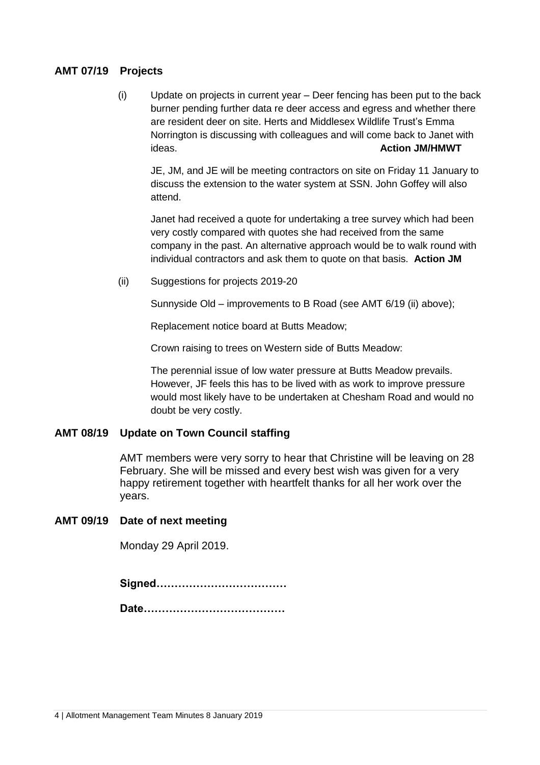**AMT 07/19 Projects**

(i) Update on projects in current year – Deer fencing has been put to the back burner pending further data re deer access and egress and whether there are resident deer on site. Herts and Middlesex Wildlife Trust's Emma Norrington is discussing with colleagues and will come back to Janet with ideas. **Action JM/HMWT**

JE, JM, and JE will be meeting contractors on site on Friday 11 January to discuss the extension to the water system at SSN. John Goffey will also attend.

Janet had received a quote for undertaking a tree survey which had been very costly compared with quotes she had received from the same company in the past. An alternative approach would be to walk round with individual contractors and ask them to quote on that basis. **Action JM**

(ii) Suggestions for projects 2019-20

Sunnyside Old – improvements to B Road (see AMT 6/19 (ii) above);

Replacement notice board at Butts Meadow;

Crown raising to trees on Western side of Butts Meadow:

The perennial issue of low water pressure at Butts Meadow prevails. However, JF feels this has to be lived with as work to improve pressure would most likely have to be undertaken at Chesham Road and would no doubt be very costly.

**AMT 08/19 Update on Town Council staffing**

AMT members were very sorry to hear that Christine will be leaving on 28 February. She will be missed and every best wish was given for a very happy retirement together with heartfelt thanks for all her work over the years.

**AMT 09/19 Date of next meeting**

Monday 29 April 2019.

**Signed………………………………**

**Date…………………………………**